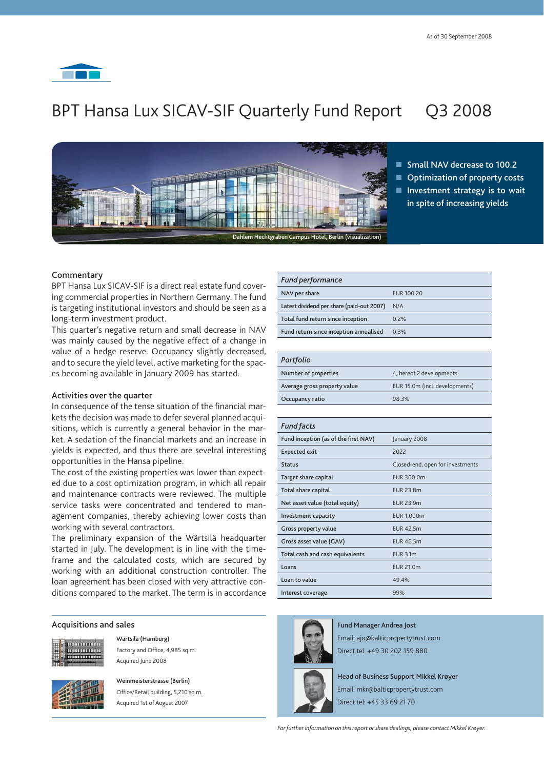As of 30 September 2008

# BPT Hansa Lux SICAV-SIF Quarterly Fund Report Q3 2008

Dahlem Hechtgraben Campus Hotel, Berlin (visualization)

- Small NAV decrease to 100.2
- Optimization of property costs
- Investment strategy is to wait in spite of increasing yields

## Commentary

BPT Hansa Lux SICAV-SIF is a direct real estate fund covering commercial properties in Northern Germany. The fund is targeting institutional investors and should be seen as a long-term investment product.

This quarter's negative return and small decrease in NAV was mainly caused by the negative effect of a change in value of a hedge reserve. Occupancy slightly decreased, and to secure the yield level, active marketing for the spaces becoming available in January 2009 has started.

## Activities over the quarter

In consequence of the tense situation of the financial markets the decision was made to defer several planned acquisitions, which is currently a general behavior in the market. A sedation of the financial markets and an increase in yields is expected, and thus there are sevelral interesting opportunities in the Hansa pipeline.

The cost of the existing properties was lower than expected due to a cost optimization program, in which all repair and maintenance contracts were reviewed. The multiple service tasks were concentrated and tendered to management companies, thereby achieving lower costs than working with several contractors.

The preliminary expansion of the Wärtsilä headquarter started in July. The development is in line with the timeframe and the calculated costs, which are secured by working with an additional construction controller. The loan agreement has been closed with very attractive conditions compared to the market. The term is in accordance

| *Fund performance* | |
|---|---|
| NAV per share | EUR 100.20 |
| Latest dividend per share (paid-out 2007) | N/A |
| Total fund return since inception | 0.2% |
| Fund return since inception annualised | 0.3% |

| *Portfolio* | |
|---|---|
| Number of properties | 4, hereof 2 developments |
| Average gross property value | EUR 15.0m (incl. developments) |
| Occupancy ratio | 98.3% |

| *Fund facts* | |
|---|---|
| Fund inception (as of the first NAV) | January 2008 |
| Expected exit | 2022 |
| Status | Closed-end, open for investments |
| Target share capital | EUR 300.0m |
| Total share capital | EUR 23.8m |
| Net asset value (total equity) | EUR 23.9m |
| Investment capacity | EUR 1,000m |
| Gross property value | EUR 42.5m |
| Gross asset value (GAV) | EUR 46.5m |
| Total cash and cash equivalents | EUR 3.1m |
| Loans | EUR 21.0m |
| Loan to value | 49.4% |
| Interest coverage | 99% |

## Acquisitions and sales

**Wärtsilä (Hamburg)**
Factory and Office, 4,985 sq.m.
Acquired June 2008

**Weinmeisterstrasse (Berlin)**
Office/Retail building, 5,210 sq.m.
Acquired 1st of August 2007

**Fund Manager Andrea Jost**
Email: ajo@balticpropertytrust.com
Direct tel. +49 30 202 159 880

**Head of Business Support Mikkel Krøyer**
Email: mkr@balticpropertytrust.com
Direct tel: +45 33 69 21 70

*For further information on this report or share dealings, please contact Mikkel Krøyer.*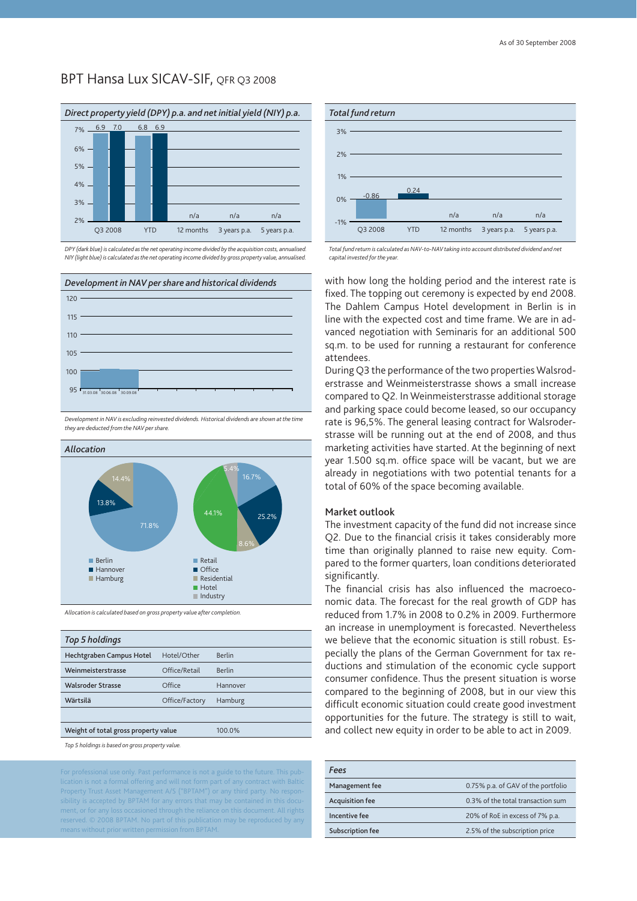As of 30 September 2008

# BPT Hansa Lux SICAV-SIF, QFR Q3 2008

## Direct property yield (DPY) p.a. and net initial yield (NIY) p.a.

7%
6%
5%
4%
3%
2%

6.9 7.0 6.8 6.9

Q3 2008 YTD 12 months 3 years p.a. 5 years p.a.

n/a n/a n/a

*DPY (dark blue) is calculated as the net operating income divided by the acquisition costs, annualised. NIY (light blue) is calculated as the net operating income divided by gross property value, annualised.*

## Development in NAV per share and historical dividends

120
115
110
105
100
95

31.03.08 30.06.08 30.09.08

*Development in NAV is excluding reinvested dividends. Historical dividends are shown at the time they are deducted from the NAV per share.*

## Allocation

14.4%
13.8%
71.8%

Berlin
Hannover
Hamburg

5.4%
16.7%
44.1%
25.2%
8.6%

Retail
Office
Residential
Hotel
Industry

*Allocation is calculated based on gross property value after completion.*

## Top 5 holdings

| | | |
|---|---|---|
| Hechtgraben Campus Hotel | Hotel/Other | Berlin |
| Weinmeisterstrasse | Office/Retail | Berlin |
| Walsroder Strasse | Office | Hannover |
| Wärtsilä | Office/Factory | Hamburg |
| | | |
| Weight of total gross property value | | 100.0% |

*Top 5 holdings is based on gross property value.*

For professional use only. Past performance is not a guide to the future. This publication is not a formal offering and will not form part of any contract with Baltic Property Trust Asset Management A/S ("BPTAM") or any third party. No responsibility is accepted by BPTAM for any errors that may be contained in this document, or for any loss occasioned through the reliance on this document. All rights reserved. © 2008 BPTAM. No part of this publication may be reproduced by any means without prior written permission from BPTAM.

## Total fund return

3%
2%
1%
0%
-1%

-0.86 0.24

Q3 2008 YTD 12 months 3 years p.a. 5 years p.a.

n/a n/a n/a

*Total fund return is calculated as NAV-to-NAV taking into account distributed dividend and net capital invested for the year.*

with how long the holding period and the interest rate is fixed. The topping out ceremony is expected by end 2008. The Dahlem Campus Hotel development in Berlin is in line with the expected cost and time frame. We are in advanced negotiation with Seminaris for an additional 500 sq.m. to be used for running a restaurant for conference attendees.

During Q3 the performance of the two properties Walsroderstrasse and Weinmeisterstrasse shows a small increase compared to Q2. In Weinmeisterstrasse additional storage and parking space could become leased, so our occupancy rate is 96,5%. The general leasing contract for Walsroderstrasse will be running out at the end of 2008, and thus marketing activities have started. At the beginning of next year 1.500 sq.m. office space will be vacant, but we are already in negotiations with two potential tenants for a total of 60% of the space becoming available.

### Market outlook

The investment capacity of the fund did not increase since Q2. Due to the financial crisis it takes considerably more time than originally planned to raise new equity. Compared to the former quarters, loan conditions deteriorated significantly.

The financial crisis has also influenced the macroeconomic data. The forecast for the real growth of GDP has reduced from 1.7% in 2008 to 0.2% in 2009. Furthermore an increase in unemployment is forecasted. Nevertheless we believe that the economic situation is still robust. Especially the plans of the German Government for tax reductions and stimulation of the economic cycle support consumer confidence. Thus the present situation is worse compared to the beginning of 2008, but in our view this difficult economic situation could create good investment opportunities for the future. The strategy is still to wait, and collect new equity in order to be able to act in 2009.

## Fees

| | |
|---|---|
| Management fee | 0.75% p.a. of GAV of the portfolio |
| Acquisition fee | 0.3% of the total transaction sum |
| Incentive fee | 20% of RoE in excess of 7% p.a. |
| Subscription fee | 2.5% of the subscription price |